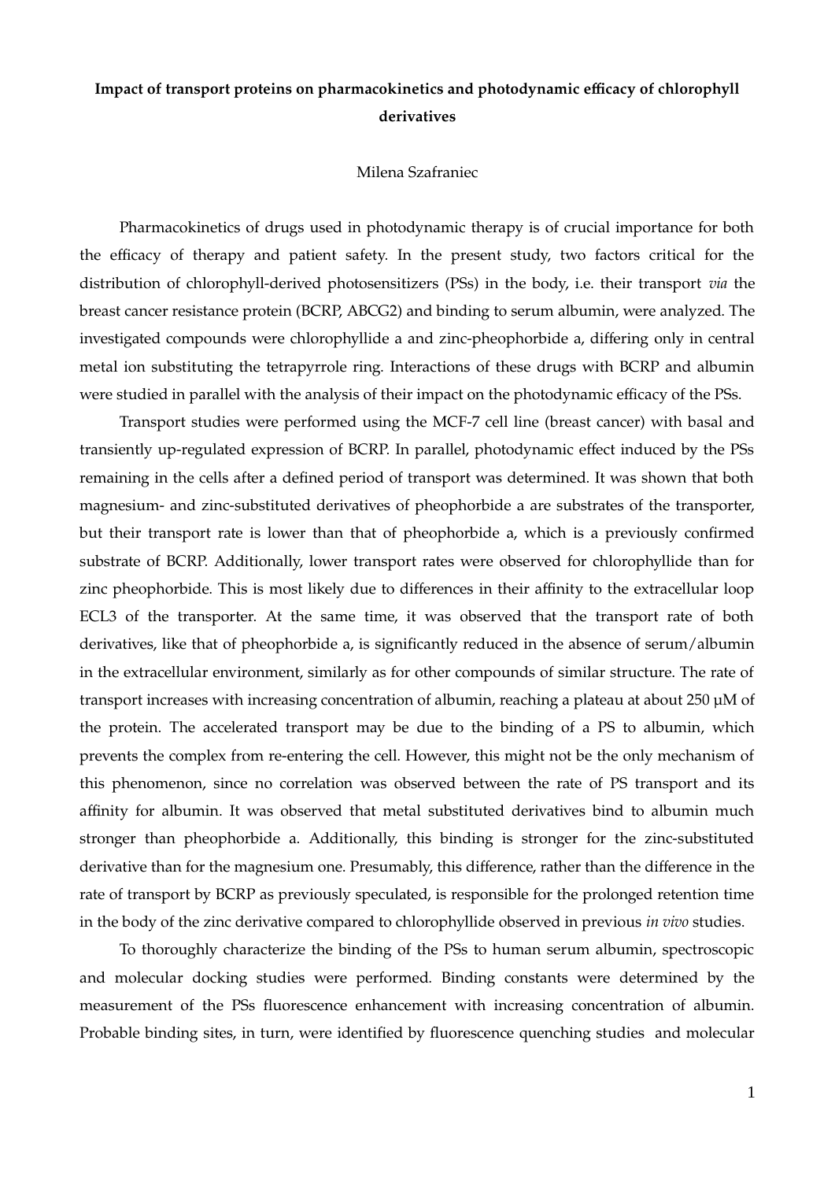**Impact of transport proteins on pharmacokinetics and photodynamic efficacy of chlorophyll derivatives**

Milena Szafraniec

Pharmacokinetics of drugs used in photodynamic therapy is of crucial importance for both the efficacy of therapy and patient safety. In the present study, two factors critical for the distribution of chlorophyll-derived photosensitizers (PSs) in the body, i.e. their transport *via* the breast cancer resistance protein (BCRP, ABCG2) and binding to serum albumin, were analyzed. The investigated compounds were chlorophyllide a and zinc-pheophorbide a, differing only in central metal ion substituting the tetrapyrrole ring. Interactions of these drugs with BCRP and albumin were studied in parallel with the analysis of their impact on the photodynamic efficacy of the PSs.

Transport studies were performed using the MCF-7 cell line (breast cancer) with basal and transiently up-regulated expression of BCRP. In parallel, photodynamic effect induced by the PSs remaining in the cells after a defined period of transport was determined. It was shown that both magnesium- and zinc-substituted derivatives of pheophorbide a are substrates of the transporter, but their transport rate is lower than that of pheophorbide a, which is a previously confirmed substrate of BCRP. Additionally, lower transport rates were observed for chlorophyllide than for zinc pheophorbide. This is most likely due to differences in their affinity to the extracellular loop ECL3 of the transporter. At the same time, it was observed that the transport rate of both derivatives, like that of pheophorbide a, is significantly reduced in the absence of serum/albumin in the extracellular environment, similarly as for other compounds of similar structure. The rate of transport increases with increasing concentration of albumin, reaching a plateau at about 250 μM of the protein. The accelerated transport may be due to the binding of a PS to albumin, which prevents the complex from re-entering the cell. However, this might not be the only mechanism of this phenomenon, since no correlation was observed between the rate of PS transport and its affinity for albumin. It was observed that metal substituted derivatives bind to albumin much stronger than pheophorbide a. Additionally, this binding is stronger for the zinc-substituted derivative than for the magnesium one. Presumably, this difference, rather than the difference in the rate of transport by BCRP as previously speculated, is responsible for the prolonged retention time in the body of the zinc derivative compared to chlorophyllide observed in previous *in vivo* studies.

To thoroughly characterize the binding of the PSs to human serum albumin, spectroscopic and molecular docking studies were performed. Binding constants were determined by the measurement of the PSs fluorescence enhancement with increasing concentration of albumin. Probable binding sites, in turn, were identified by fluorescence quenching studies and molecular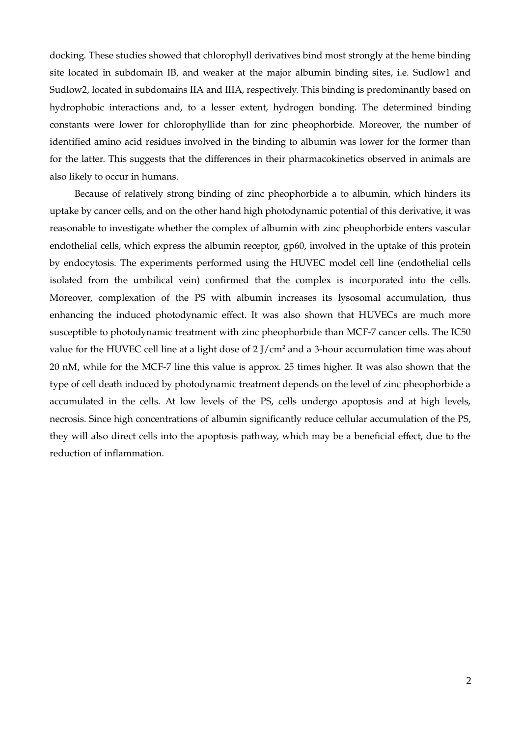docking. These studies showed that chlorophyll derivatives bind most strongly at the heme binding site located in subdomain IB, and weaker at the major albumin binding sites, i.e. Sudlow1 and Sudlow2, located in subdomains IIA and IIIA, respectively. This binding is predominantly based on hydrophobic interactions and, to a lesser extent, hydrogen bonding. The determined binding constants were lower for chlorophyllide than for zinc pheophorbide. Moreover, the number of identified amino acid residues involved in the binding to albumin was lower for the former than for the latter. This suggests that the differences in their pharmacokinetics observed in animals are also likely to occur in humans.

Because of relatively strong binding of zinc pheophorbide a to albumin, which hinders its uptake by cancer cells, and on the other hand high photodynamic potential of this derivative, it was reasonable to investigate whether the complex of albumin with zinc pheophorbide enters vascular endothelial cells, which express the albumin receptor, gp60, involved in the uptake of this protein by endocytosis. The experiments performed using the HUVEC model cell line (endothelial cells isolated from the umbilical vein) confirmed that the complex is incorporated into the cells. Moreover, complexation of the PS with albumin increases its lysosomal accumulation, thus enhancing the induced photodynamic effect. It was also shown that HUVECs are much more susceptible to photodynamic treatment with zinc pheophorbide than MCF-7 cancer cells. The IC50 value for the HUVEC cell line at a light dose of 2 $J/cm^2$ and a 3-hour accumulation time was about 20 nM, while for the MCF-7 line this value is approx. 25 times higher. It was also shown that the type of cell death induced by photodynamic treatment depends on the level of zinc pheophorbide a accumulated in the cells. At low levels of the PS, cells undergo apoptosis and at high levels, necrosis. Since high concentrations of albumin significantly reduce cellular accumulation of the PS, they will also direct cells into the apoptosis pathway, which may be a beneficial effect, due to the reduction of inflammation.